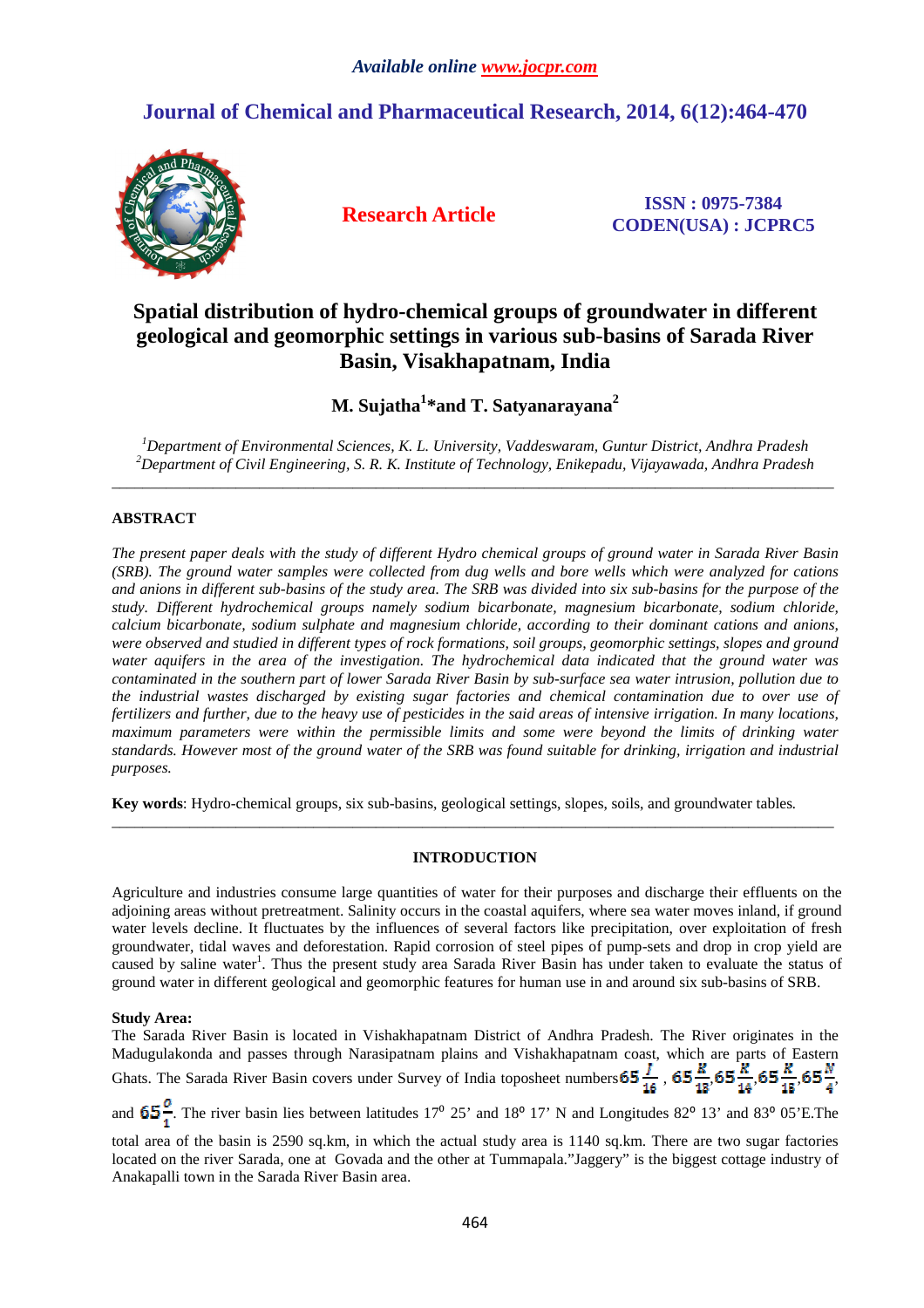*Available online www.jocpr.com*

# Journal of Chemical and Pharmaceutical Research, 2014, 6(12):464-470

**Research Article**

**ISSN : 0975-7384**
**CODEN(USA) : JCPRC5**

# Spatial distribution of hydro-chemical groups of groundwater in different geological and geomorphic settings in various sub-basins of Sarada River Basin, Visakhapatnam, India

**M. Sujatha[1]\*and T. Satyanarayana[2]**

*[1]Department of Environmental Sciences, K. L. University, Vaddeswaram, Guntur District, Andhra Pradesh*
*[2]Department of Civil Engineering, S. R. K. Institute of Technology, Enikepadu, Vijayawada, Andhra Pradesh*

---

## ABSTRACT

*The present paper deals with the study of different Hydro chemical groups of ground water in Sarada River Basin (SRB). The ground water samples were collected from dug wells and bore wells which were analyzed for cations and anions in different sub-basins of the study area. The SRB was divided into six sub-basins for the purpose of the study. Different hydrochemical groups namely sodium bicarbonate, magnesium bicarbonate, sodium chloride, calcium bicarbonate, sodium sulphate and magnesium chloride, according to their dominant cations and anions, were observed and studied in different types of rock formations, soil groups, geomorphic settings, slopes and ground water aquifers in the area of the investigation. The hydrochemical data indicated that the ground water was contaminated in the southern part of lower Sarada River Basin by sub-surface sea water intrusion, pollution due to the industrial wastes discharged by existing sugar factories and chemical contamination due to over use of fertilizers and further, due to the heavy use of pesticides in the said areas of intensive irrigation. In many locations, maximum parameters were within the permissible limits and some were beyond the limits of drinking water standards. However most of the ground water of the SRB was found suitable for drinking, irrigation and industrial purposes.*

**Key words**: Hydro-chemical groups, six sub-basins, geological settings, slopes, soils, and groundwater tables.

---

## INTRODUCTION

Agriculture and industries consume large quantities of water for their purposes and discharge their effluents on the adjoining areas without pretreatment. Salinity occurs in the coastal aquifers, where sea water moves inland, if ground water levels decline. It fluctuates by the influences of several factors like precipitation, over exploitation of fresh groundwater, tidal waves and deforestation. Rapid corrosion of steel pipes of pump-sets and drop in crop yield are caused by saline water[1]. Thus the present study area Sarada River Basin has under taken to evaluate the status of ground water in different geological and geomorphic features for human use in and around six sub-basins of SRB.

### Study Area:

The Sarada River Basin is located in Vishakhapatnam District of Andhra Pradesh. The River originates in the Madugulakonda and passes through Narasipatnam plains and Vishakhapatnam coast, which are parts of Eastern Ghats. The Sarada River Basin covers under Survey of India toposheet numbers $65\frac{J}{16}$ , $65\frac{K}{13}$,$65\frac{K}{14}$,$65\frac{K}{15}$,$65\frac{N}{4}$, and $65\frac{O}{1}$. The river basin lies between latitudes 17$^{0}$ 25' and 18$^{o}$ 17' N and Longitudes 82$^{o}$ 13' and 83$^{o}$ 05'E.The total area of the basin is 2590 sq.km, in which the actual study area is 1140 sq.km. There are two sugar factories located on the river Sarada, one at Govada and the other at Tummapala."Jaggery" is the biggest cottage industry of Anakapalli town in the Sarada River Basin area.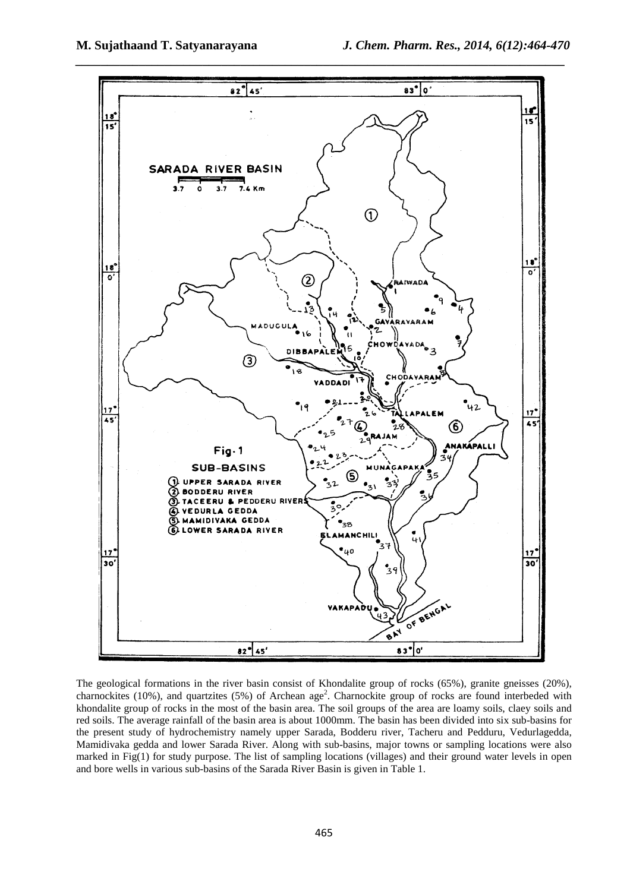The geological formations in the river basin consist of Khondalite group of rocks (65%), granite gneisses (20%), charnockites (10%), and quartzites (5%) of Archean age[2]. Charnockite group of rocks are found interbeded with khondalite group of rocks in the most of the basin area. The soil groups of the area are loamy soils, claey soils and red soils. The average rainfall of the basin area is about 1000mm. The basin has been divided into six sub-basins for the present study of hydrochemistry namely upper Sarada, Bodderu river, Tacheru and Pedduru, Vedurlagedda, Mamidivaka gedda and lower Sarada River. Along with sub-basins, major towns or sampling locations were also marked in Fig(1) for study purpose. The list of sampling locations (villages) and their ground water levels in open and bore wells in various sub-basins of the Sarada River Basin is given in Table 1.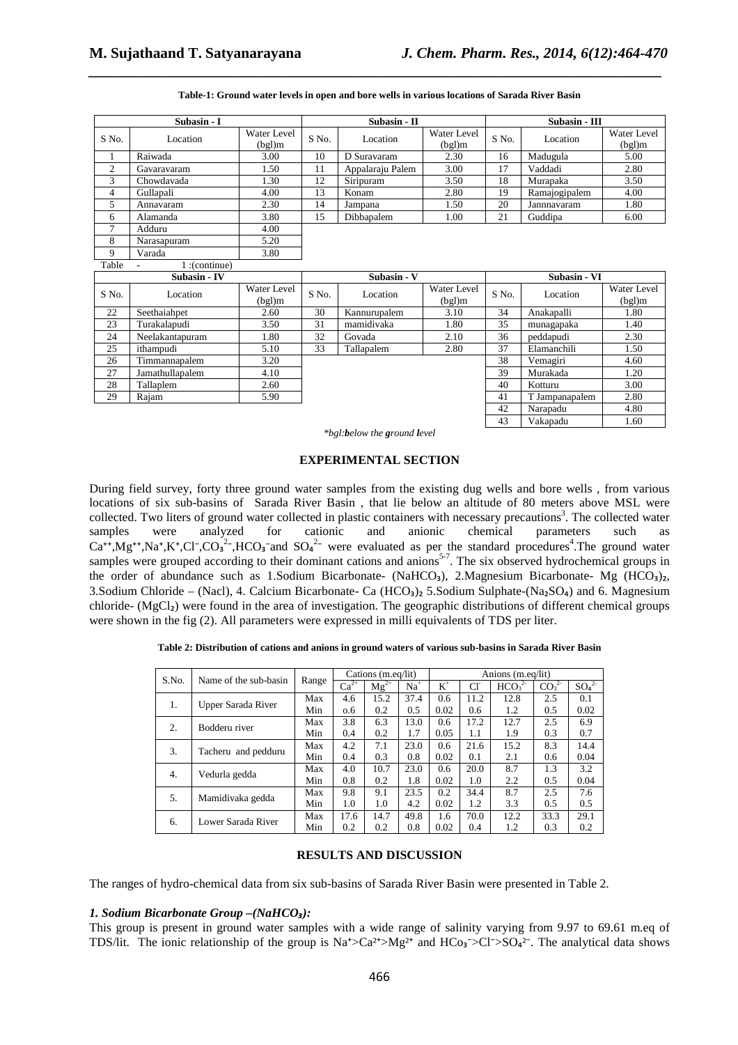**Table-1: Ground water levels in open and bore wells in various locations of Sarada River Basin**

| Subasin - I | | | Subasin - II | | | Subasin - III | | |
|---|---|---|---|---|---|---|---|---|
| S No. | Location | Water Level (bgl)m | S No. | Location | Water Level (bgl)m | S No. | Location | Water Level (bgl)m |
| 1 | Raiwada | 3.00 | 10 | D Suravaram | 2.30 | 16 | Madugula | 5.00 |
| 2 | Gavaravaram | 1.50 | 11 | Appalaraju Palem | 3.00 | 17 | Vaddadi | 2.80 |
| 3 | Chowdavada | 1.30 | 12 | Siripuram | 3.50 | 18 | Murapaka | 3.50 |
| 4 | Gullapali | 4.00 | 13 | Konam | 2.80 | 19 | Ramajogipalem | 4.00 |
| 5 | Annavaram | 2.30 | 14 | Jampana | 1.50 | 20 | Jannnavaram | 1.80 |
| 6 | Alamanda | 3.80 | 15 | Dibbapalem | 1.00 | 21 | Guddipa | 6.00 |
| 7 | Adduru | 4.00 | | | | | | |
| 8 | Narasapuram | 5.20 | | | | | | |
| 9 | Varada | 3.80 | | | | | | |

Table - 1 :(continue)

| Subasin - IV | | | Subasin - V | | | Subasin - VI | | |
|---|---|---|---|---|---|---|---|---|
| S No. | Location | Water Level (bgl)m | S No. | Location | Water Level (bgl)m | S No. | Location | Water Level (bgl)m |
| 22 | Seethaiahpet | 2.60 | 30 | Kannurupalem | 3.10 | 34 | Anakapalli | 1.80 |
| 23 | Turakalapudi | 3.50 | 31 | mamidivaka | 1.80 | 35 | munagapaka | 1.40 |
| 24 | Neelakantapuram | 1.80 | 32 | Govada | 2.10 | 36 | peddapudi | 2.30 |
| 25 | ithampudi | 5.10 | 33 | Tallapalem | 2.80 | 37 | Elamanchili | 1.50 |
| 26 | Timmannapalem | 3.20 | | | | 38 | Vemagiri | 4.60 |
| 27 | Jamathullapalem | 4.10 | | | | 39 | Murakada | 1.20 |
| 28 | Tallaplem | 2.60 | | | | 40 | Kotturu | 3.00 |
| 29 | Rajam | 5.90 | | | | 41 | T Jampanapalem | 2.80 |
| | | | | | | 42 | Narapadu | 4.80 |
| | | | | | | 43 | Vakapadu | 1.60 |

*\*bgl:**b**elow the **g**round **l**evel*

## EXPERIMENTAL SECTION

During field survey, forty three ground water samples from the existing dug wells and bore wells , from various locations of six sub-basins of Sarada River Basin , that lie below an altitude of 80 meters above MSL were collected. Two liters of ground water collected in plastic containers with necessary precautions[3]. The collected water samples were analyzed for cationic and anionic chemical parameters such as $Ca^{++}$,$Mg^{++}$,$Na^{+}$,$K^{+}$,$Cl^{-}$,$CO_3^{2-}$,$HCO_3^{-}$and $SO_4^{2-}$ were evaluated as per the standard procedures[4].The ground water samples were grouped according to their dominant cations and anions[5-7]. The six observed hydrochemical groups in the order of abundance such as 1.Sodium Bicarbonate- ($NaHCO_3$), 2.Magnesium Bicarbonate- Mg $(HCO_3)_2$, 3.Sodium Chloride – (Nacl), 4. Calcium Bicarbonate- Ca $(HCO_3)_2$ 5.Sodium Sulphate-($Na_2SO_4$) and 6. Magnesium chloride- ($MgCl_2$) were found in the area of investigation. The geographic distributions of different chemical groups were shown in the fig (2). All parameters were expressed in milli equivalents of TDS per liter.

**Table 2: Distribution of cations and anions in ground waters of various sub-basins in Sarada River Basin**

| S.No. | Name of the sub-basin | Range | Cations (m.eq/lit) | | | Anions (m.eq/lit) | | | | |
|---|---|---|---|---|---|---|---|---|---|---|
| | | | $Ca^{2+}$ | $Mg^{2+}$ | $Na^{+}$ | $K^{+}$ | $Cl^{-}$ | $HCO_3^{2-}$ | $CO_3^{2-}$ | $SO_4^{2-}$ |
| 1. | Upper Sarada River | Max | 4.6 | 15.2 | 37.4 | 0.6 | 11.2 | 12.8 | 2.5 | 0.1 |
| | | Min | o.6 | 0.2 | 0.5 | 0.02 | 0.6 | 1.2 | 0.5 | 0.02 |
| 2. | Bodderu river | Max | 3.8 | 6.3 | 13.0 | 0.6 | 17.2 | 12.7 | 2.5 | 6.9 |
| | | Min | 0.4 | 0.2 | 1.7 | 0.05 | 1.1 | 1.9 | 0.3 | 0.7 |
| 3. | Tacheru and pedduru | Max | 4.2 | 7.1 | 23.0 | 0.6 | 21.6 | 15.2 | 8.3 | 14.4 |
| | | Min | 0.4 | 0.3 | 0.8 | 0.02 | 0.1 | 2.1 | 0.6 | 0.04 |
| 4. | Vedurla gedda | Max | 4.0 | 10.7 | 23.0 | 0.6 | 20.0 | 8.7 | 1.3 | 3.2 |
| | | Min | 0.8 | 0.2 | 1.8 | 0.02 | 1.0 | 2.2 | 0.5 | 0.04 |
| 5. | Mamidivaka gedda | Max | 9.8 | 9.1 | 23.5 | 0.2 | 34.4 | 8.7 | 2.5 | 7.6 |
| | | Min | 1.0 | 1.0 | 4.2 | 0.02 | 1.2 | 3.3 | 0.5 | 0.5 |
| 6. | Lower Sarada River | Max | 17.6 | 14.7 | 49.8 | 1.6 | 70.0 | 12.2 | 33.3 | 29.1 |
| | | Min | 0.2 | 0.2 | 0.8 | 0.02 | 0.4 | 1.2 | 0.3 | 0.2 |

## RESULTS AND DISCUSSION

The ranges of hydro-chemical data from six sub-basins of Sarada River Basin were presented in Table 2.

### *1. Sodium Bicarbonate Group –($NaHCO_3$):*

This group is present in ground water samples with a wide range of salinity varying from 9.97 to 69.61 m.eq of TDS/lit. The ionic relationship of the group is $Na^{+}>Ca^{2+}>Mg^{2+}$ and $HCO_3^{-}>Cl^{-}>SO_4^{2-}$. The analytical data shows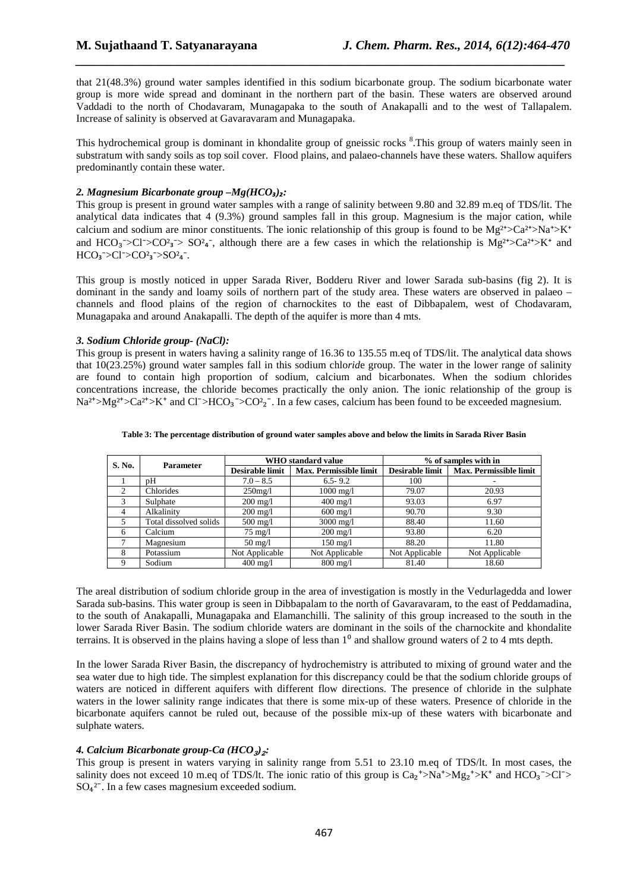that 21(48.3%) ground water samples identified in this sodium bicarbonate group. The sodium bicarbonate water group is more wide spread and dominant in the northern part of the basin. These waters are observed around Vaddadi to the north of Chodavaram, Munagapaka to the south of Anakapalli and to the west of Tallapalem. Increase of salinity is observed at Gavaravaram and Munagapaka.

This hydrochemical group is dominant in khondalite group of gneissic rocks [8].This group of waters mainly seen in substratum with sandy soils as top soil cover. Flood plains, and palaeo-channels have these waters. Shallow aquifers predominantly contain these water.

### *2. Magnesium Bicarbonate group – $Mg(HCO_3)_2$:*

This group is present in ground water samples with a range of salinity between 9.80 and 32.89 m.eq of TDS/lit. The analytical data indicates that 4 (9.3%) ground samples fall in this group. Magnesium is the major cation, while calcium and sodium are minor constituents. The ionic relationship of this group is found to be $Mg^{2+}>Ca^{2+}>Na^{+}>K^{+}$ and $HCO_3^{-}>Cl^{-}>CO_3^{2-}> SO_4^{2-}$, although there are a few cases in which the relationship is $Mg^{2+}>Ca^{2+}>K^{+}$ and $HCO_3^{-}>Cl^{-}>CO_3^{2-}>SO_4^{2-}$.

This group is mostly noticed in upper Sarada River, Bodderu River and lower Sarada sub-basins (fig 2). It is dominant in the sandy and loamy soils of northern part of the study area. These waters are observed in palaeo – channels and flood plains of the region of charnockites to the east of Dibbapalem, west of Chodavaram, Munagapaka and around Anakapalli. The depth of the aquifer is more than 4 mts.

### *3. Sodium Chloride group- (NaCl):*

This group is present in waters having a salinity range of 16.36 to 135.55 m.eq of TDS/lit. The analytical data shows that 10(23.25%) ground water samples fall in this sodium chl*orid*e group. The water in the lower range of salinity are found to contain high proportion of sodium, calcium and bicarbonates. When the sodium chlorides concentrations increase, the chloride becomes practically the only anion. The ionic relationship of the group is $Na^{2+}>Mg^{2+}>Ca^{2+}>K^{+}$ and $Cl^{-}>HCO_3^{-}>CO_2^{2-}$. In a few cases, calcium has been found to be exceeded magnesium.

**Table 3: The percentage distribution of ground water samples above and below the limits in Sarada River Basin**

| S. No. | Parameter | WHO standard value | | % of samples with in | |
|---|---|---|---|---|---|
| | | Desirable limit | Max. Permissible limit | Desirable limit | Max. Permissible limit |
| 1 | pH | 7.0 – 8.5 | 6.5- 9.2 | 100 | - |
| 2 | Chlorides | 250mg/l | 1000 mg/l | 79.07 | 20.93 |
| 3 | Sulphate | 200 mg/l | 400 mg/l | 93.03 | 6.97 |
| 4 | Alkalinity | 200 mg/l | 600 mg/l | 90.70 | 9.30 |
| 5 | Total dissolved solids | 500 mg/l | 3000 mg/l | 88.40 | 11.60 |
| 6 | Calcium | 75 mg/l | 200 mg/l | 93.80 | 6.20 |
| 7 | Magnesium | 50 mg/l | 150 mg/l | 88.20 | 11.80 |
| 8 | Potassium | Not Applicable | Not Applicable | Not Applicable | Not Applicable |
| 9 | Sodium | 400 mg/l | 800 mg/l | 81.40 | 18.60 |

The areal distribution of sodium chloride group in the area of investigation is mostly in the Vedurlagedda and lower Sarada sub-basins. This water group is seen in Dibbapalam to the north of Gavaravaram, to the east of Peddamadina, to the south of Anakapalli, Munagapaka and Elamanchilli. The salinity of this group increased to the south in the lower Sarada River Basin. The sodium chloride waters are dominant in the soils of the charnockite and khondalite terrains. It is observed in the plains having a slope of less than $1^0$ and shallow ground waters of 2 to 4 mts depth.

In the lower Sarada River Basin, the discrepancy of hydrochemistry is attributed to mixing of ground water and the sea water due to high tide. The simplest explanation for this discrepancy could be that the sodium chloride groups of waters are noticed in different aquifers with different flow directions. The presence of chloride in the sulphate waters in the lower salinity range indicates that there is some mix-up of these waters. Presence of chloride in the bicarbonate aquifers cannot be ruled out, because of the possible mix-up of these waters with bicarbonate and sulphate waters.

### *4. Calcium Bicarbonate group-Ca $(HCO_3)_2$:*

This group is present in waters varying in salinity range from 5.51 to 23.10 m.eq of TDS/lt. In most cases, the salinity does not exceed 10 m.eq of TDS/lt. The ionic ratio of this group is $Ca_2^{+}>Na^{+}>Mg_2^{+}>K^{+}$ and $HCO_3^{-}>Cl^{-}> SO_4^{2-}$. In a few cases magnesium exceeded sodium.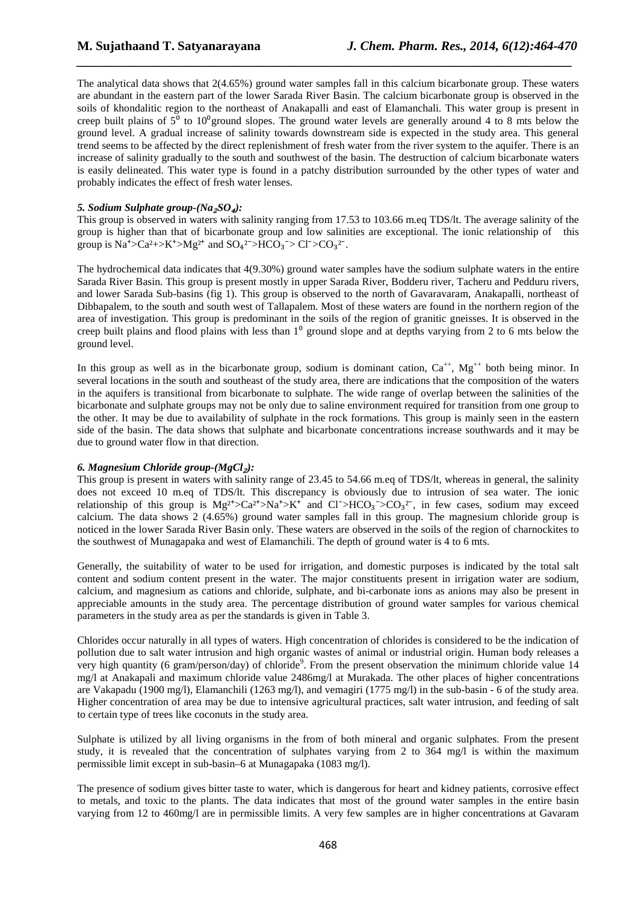The analytical data shows that 2(4.65%) ground water samples fall in this calcium bicarbonate group. These waters are abundant in the eastern part of the lower Sarada River Basin. The calcium bicarbonate group is observed in the soils of khondalitic region to the northeast of Anakapalli and east of Elamanchali. This water group is present in creep built plains of $5^0$ to $10^0$ground slopes. The ground water levels are generally around 4 to 8 mts below the ground level. A gradual increase of salinity towards downstream side is expected in the study area. This general trend seems to be affected by the direct replenishment of fresh water from the river system to the aquifer. There is an increase of salinity gradually to the south and southwest of the basin. The destruction of calcium bicarbonate waters is easily delineated. This water type is found in a patchy distribution surrounded by the other types of water and probably indicates the effect of fresh water lenses.

### *5. Sodium Sulphate group-($Na_2SO_4$):*

This group is observed in waters with salinity ranging from 17.53 to 103.66 m.eq TDS/lt. The average salinity of the group is higher than that of bicarbonate group and low salinities are exceptional. The ionic relationship of this group is $Na^+ > Ca^{2+} > K^+ > Mg^{2+}$ and $SO_4^{2-} > HCO_3^- > Cl^- > CO_3^{2-}$.

The hydrochemical data indicates that 4(9.30%) ground water samples have the sodium sulphate waters in the entire Sarada River Basin. This group is present mostly in upper Sarada River, Bodderu river, Tacheru and Pedduru rivers, and lower Sarada Sub-basins (fig 1). This group is observed to the north of Gavaravaram, Anakapalli, northeast of Dibbapalem, to the south and south west of Tallapalem. Most of these waters are found in the northern region of the area of investigation. This group is predominant in the soils of the region of granitic gneisses. It is observed in the creep built plains and flood plains with less than $1^0$ ground slope and at depths varying from 2 to 6 mts below the ground level.

In this group as well as in the bicarbonate group, sodium is dominant cation, $Ca^{++}$, $Mg^{++}$ both being minor. In several locations in the south and southeast of the study area, there are indications that the composition of the waters in the aquifers is transitional from bicarbonate to sulphate. The wide range of overlap between the salinities of the bicarbonate and sulphate groups may not be only due to saline environment required for transition from one group to the other. It may be due to availability of sulphate in the rock formations. This group is mainly seen in the eastern side of the basin. The data shows that sulphate and bicarbonate concentrations increase southwards and it may be due to ground water flow in that direction.

### *6. Magnesium Chloride group-($MgCl_2$):*

This group is present in waters with salinity range of 23.45 to 54.66 m.eq of TDS/lt, whereas in general, the salinity does not exceed 10 m.eq of TDS/lt. This discrepancy is obviously due to intrusion of sea water. The ionic relationship of this group is $Mg^{2+} > Ca^{2+} > Na^+ > K^+$ and $Cl^- > HCO_3^- > CO_3^{2-}$, in few cases, sodium may exceed calcium. The data shows 2 (4.65%) ground water samples fall in this group. The magnesium chloride group is noticed in the lower Sarada River Basin only. These waters are observed in the soils of the region of charnockites to the southwest of Munagapaka and west of Elamanchili. The depth of ground water is 4 to 6 mts.

Generally, the suitability of water to be used for irrigation, and domestic purposes is indicated by the total salt content and sodium content present in the water. The major constituents present in irrigation water are sodium, calcium, and magnesium as cations and chloride, sulphate, and bi-carbonate ions as anions may also be present in appreciable amounts in the study area. The percentage distribution of ground water samples for various chemical parameters in the study area as per the standards is given in Table 3.

Chlorides occur naturally in all types of waters. High concentration of chlorides is considered to be the indication of pollution due to salt water intrusion and high organic wastes of animal or industrial origin. Human body releases a very high quantity (6 gram/person/day) of chloride[9]. From the present observation the minimum chloride value 14 mg/l at Anakapali and maximum chloride value 2486mg/l at Murakada. The other places of higher concentrations are Vakapadu (1900 mg/l), Elamanchili (1263 mg/l), and vemagiri (1775 mg/l) in the sub-basin - 6 of the study area. Higher concentration of area may be due to intensive agricultural practices, salt water intrusion, and feeding of salt to certain type of trees like coconuts in the study area.

Sulphate is utilized by all living organisms in the from of both mineral and organic sulphates. From the present study, it is revealed that the concentration of sulphates varying from 2 to 364 mg/l is within the maximum permissible limit except in sub-basin–6 at Munagapaka (1083 mg/l).

The presence of sodium gives bitter taste to water, which is dangerous for heart and kidney patients, corrosive effect to metals, and toxic to the plants. The data indicates that most of the ground water samples in the entire basin varying from 12 to 460mg/l are in permissible limits. A very few samples are in higher concentrations at Gavaram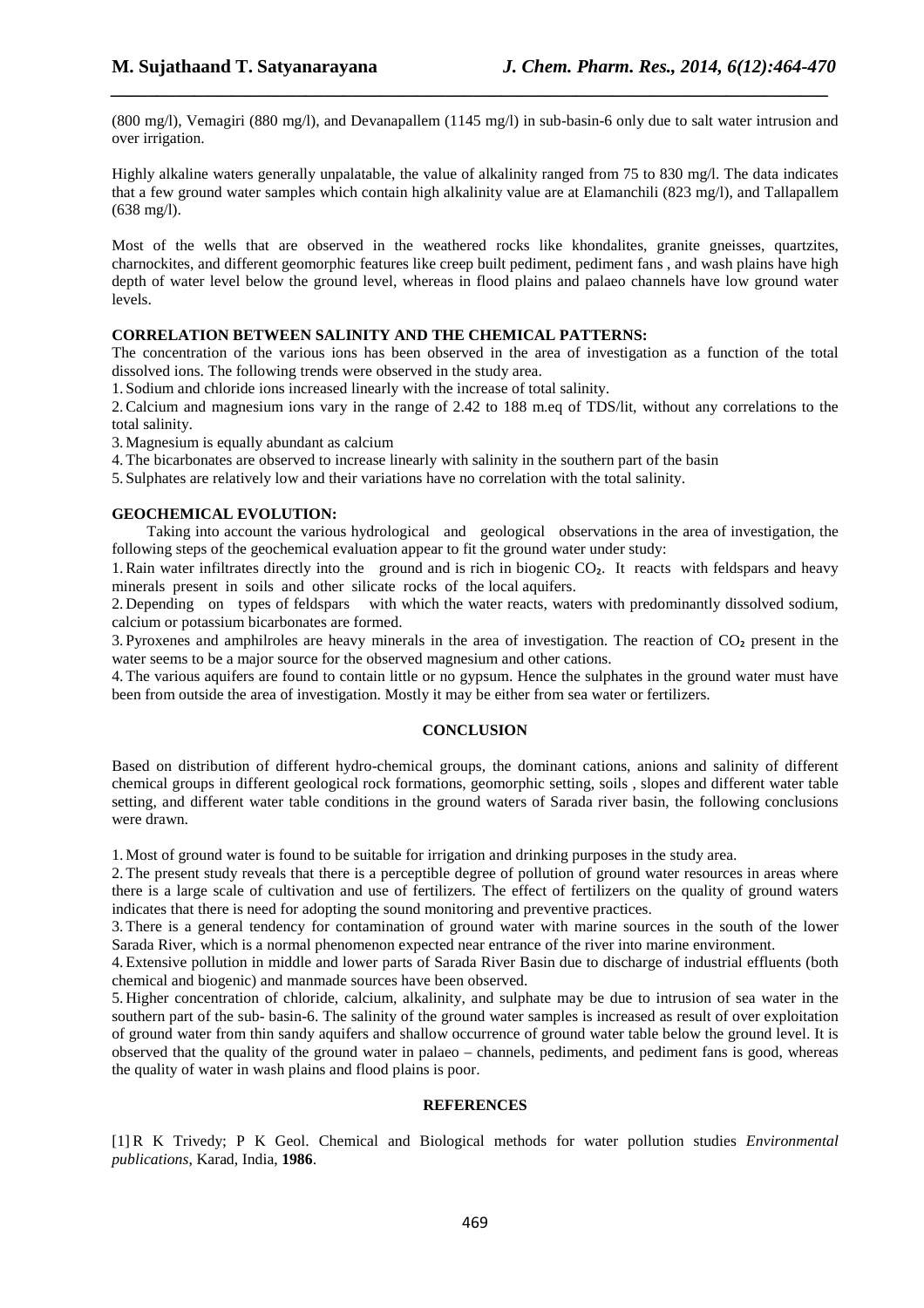(800 mg/l), Vemagiri (880 mg/l), and Devanapallem (1145 mg/l) in sub-basin-6 only due to salt water intrusion and over irrigation.

Highly alkaline waters generally unpalatable, the value of alkalinity ranged from 75 to 830 mg/l. The data indicates that a few ground water samples which contain high alkalinity value are at Elamanchili (823 mg/l), and Tallapallem (638 mg/l).

Most of the wells that are observed in the weathered rocks like khondalites, granite gneisses, quartzites, charnockites, and different geomorphic features like creep built pediment, pediment fans , and wash plains have high depth of water level below the ground level, whereas in flood plains and palaeo channels have low ground water levels.

**CORRELATION BETWEEN SALINITY AND THE CHEMICAL PATTERNS:**

The concentration of the various ions has been observed in the area of investigation as a function of the total dissolved ions. The following trends were observed in the study area.

1. Sodium and chloride ions increased linearly with the increase of total salinity.
2. Calcium and magnesium ions vary in the range of 2.42 to 188 m.eq of TDS/lit, without any correlations to the total salinity.
3. Magnesium is equally abundant as calcium
4. The bicarbonates are observed to increase linearly with salinity in the southern part of the basin
5. Sulphates are relatively low and their variations have no correlation with the total salinity.

**GEOCHEMICAL EVOLUTION:**

Taking into account the various hydrological and geological observations in the area of investigation, the following steps of the geochemical evaluation appear to fit the ground water under study:

1. Rain water infiltrates directly into the ground and is rich in biogenic $CO_2$. It reacts with feldspars and heavy minerals present in soils and other silicate rocks of the local aquifers.
2. Depending on types of feldspars with which the water reacts, waters with predominantly dissolved sodium, calcium or potassium bicarbonates are formed.
3. Pyroxenes and amphilroles are heavy minerals in the area of investigation. The reaction of $CO_2$ present in the water seems to be a major source for the observed magnesium and other cations.
4. The various aquifers are found to contain little or no gypsum. Hence the sulphates in the ground water must have been from outside the area of investigation. Mostly it may be either from sea water or fertilizers.

## CONCLUSION

Based on distribution of different hydro-chemical groups, the dominant cations, anions and salinity of different chemical groups in different geological rock formations, geomorphic setting, soils , slopes and different water table setting, and different water table conditions in the ground waters of Sarada river basin, the following conclusions were drawn.

1. Most of ground water is found to be suitable for irrigation and drinking purposes in the study area.
2. The present study reveals that there is a perceptible degree of pollution of ground water resources in areas where there is a large scale of cultivation and use of fertilizers. The effect of fertilizers on the quality of ground waters indicates that there is need for adopting the sound monitoring and preventive practices.
3. There is a general tendency for contamination of ground water with marine sources in the south of the lower Sarada River, which is a normal phenomenon expected near entrance of the river into marine environment.
4. Extensive pollution in middle and lower parts of Sarada River Basin due to discharge of industrial effluents (both chemical and biogenic) and manmade sources have been observed.
5. Higher concentration of chloride, calcium, alkalinity, and sulphate may be due to intrusion of sea water in the southern part of the sub- basin-6. The salinity of the ground water samples is increased as result of over exploitation of ground water from thin sandy aquifers and shallow occurrence of ground water table below the ground level. It is observed that the quality of the ground water in palaeo – channels, pediments, and pediment fans is good, whereas the quality of water in wash plains and flood plains is poor.

## REFERENCES

[1] R K Trivedy; P K Geol. Chemical and Biological methods for water pollution studies *Environmental publications*, Karad, India, **1986**.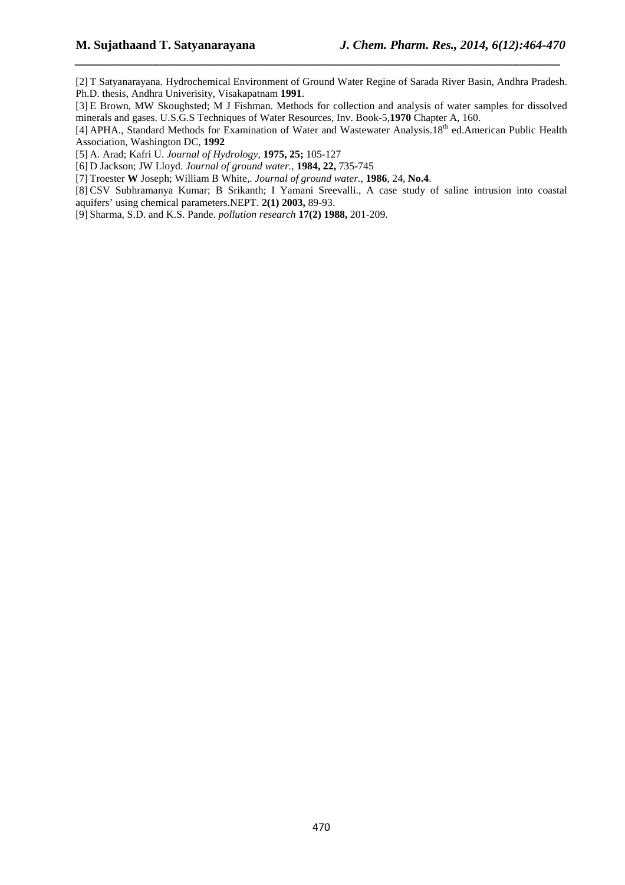[2] T Satyanarayana. Hydrochemical Environment of Ground Water Regine of Sarada River Basin, Andhra Pradesh. Ph.D. thesis, Andhra Univerisity, Visakapatnam **1991**.

[3] E Brown, MW Skoughsted; M J Fishman. Methods for collection and analysis of water samples for dissolved minerals and gases. U.S.G.S Techniques of Water Resources, Inv. Book-5,**1970** Chapter A, 160.

[4] APHA., Standard Methods for Examination of Water and Wastewater Analysis.18th ed.American Public Health Association, Washington DC, **1992**

[5] A. Arad; Kafri U. *Journal of Hydrology*, **1975, 25;** 105-127

[6] D Jackson; JW Lloyd. *Journal of ground water.*, **1984, 22,** 735-745

[7] Troester **W** Joseph; William B White,. *Journal of ground water.*, **1986**, 24, **No.4**.

[8] CSV Subhramanya Kumar; B Srikanth; I Yamani Sreevalli., A case study of saline intrusion into coastal aquifers' using chemical parameters.NEPT. **2(1) 2003,** 89-93.

[9] Sharma, S.D. and K.S. Pande. *pollution research* **17(2) 1988,** 201-209.